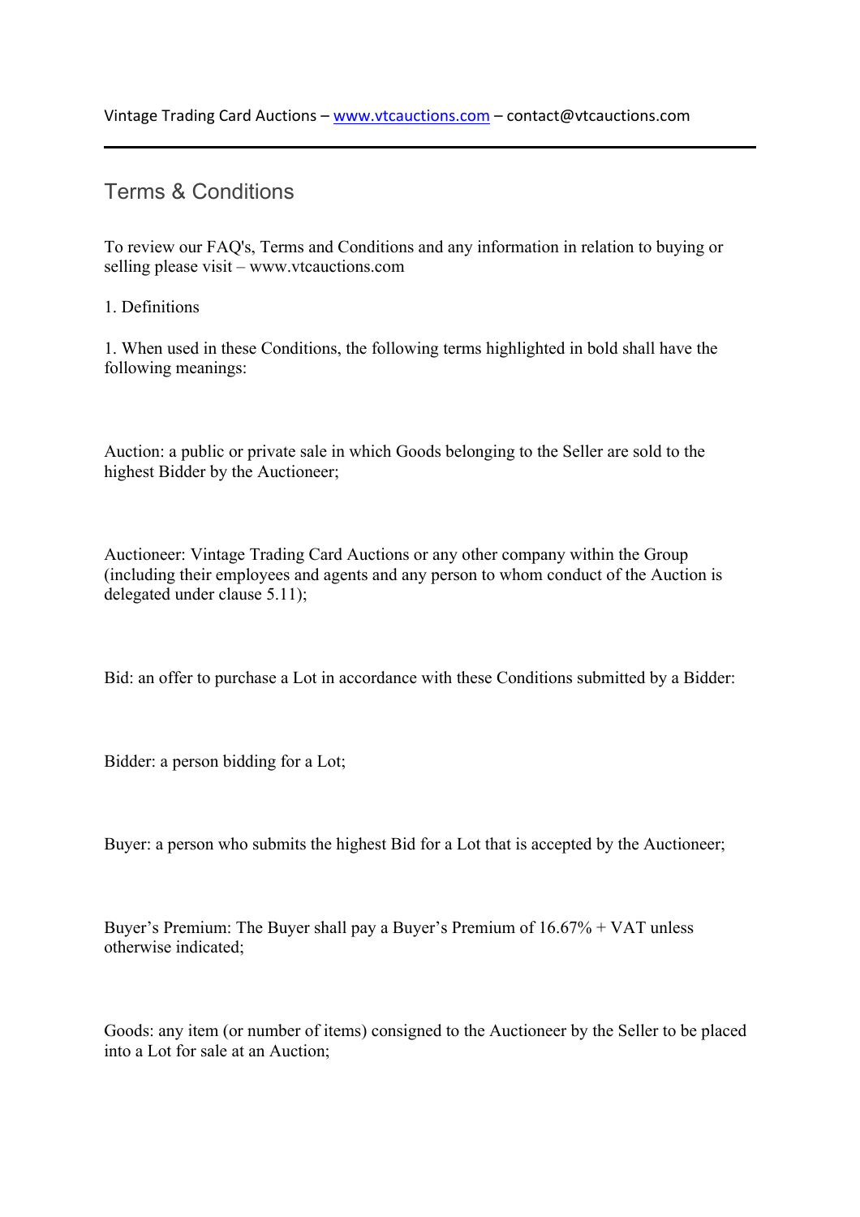Vintage Trading Card Auctions – [www.vtcauctions.com](http://www.vtcauctions.com) – contact@vtcauctions.com

# Terms & Conditions

To review our FAQ's, Terms and Conditions and any information in relation to buying or selling please visit – www.vtcauctions.com

1. Definitions

1. When used in these Conditions, the following terms highlighted in bold shall have the following meanings:

Auction: a public or private sale in which Goods belonging to the Seller are sold to the highest Bidder by the Auctioneer;

Auctioneer: Vintage Trading Card Auctions or any other company within the Group (including their employees and agents and any person to whom conduct of the Auction is delegated under clause 5.11);

Bid: an offer to purchase a Lot in accordance with these Conditions submitted by a Bidder:

Bidder: a person bidding for a Lot;

Buyer: a person who submits the highest Bid for a Lot that is accepted by the Auctioneer;

Buyer's Premium: The Buyer shall pay a Buyer's Premium of 16.67% + VAT unless otherwise indicated;

Goods: any item (or number of items) consigned to the Auctioneer by the Seller to be placed into a Lot for sale at an Auction;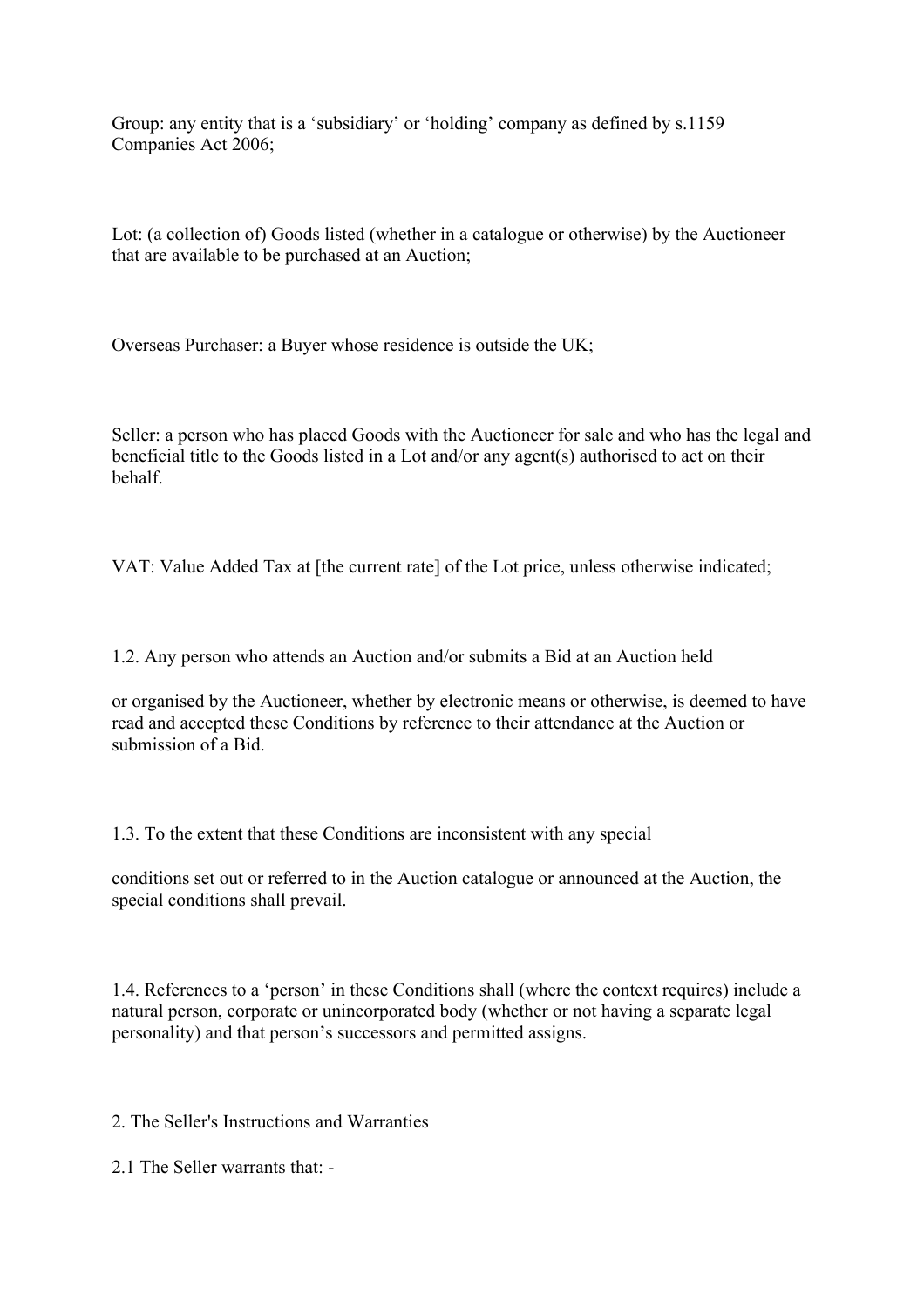Group: any entity that is a 'subsidiary' or 'holding' company as defined by s.1159 Companies Act 2006;

Lot: (a collection of) Goods listed (whether in a catalogue or otherwise) by the Auctioneer that are available to be purchased at an Auction;

Overseas Purchaser: a Buyer whose residence is outside the UK;

Seller: a person who has placed Goods with the Auctioneer for sale and who has the legal and beneficial title to the Goods listed in a Lot and/or any agent(s) authorised to act on their behalf.

VAT: Value Added Tax at [the current rate] of the Lot price, unless otherwise indicated;

1.2. Any person who attends an Auction and/or submits a Bid at an Auction held or organised by the Auctioneer, whether by electronic means or otherwise, is deemed to have read and accepted these Conditions by reference to their attendance at the Auction or submission of a Bid.

1.3. To the extent that these Conditions are inconsistent with any special conditions set out or referred to in the Auction catalogue or announced at the Auction, the special conditions shall prevail.

1.4. References to a 'person' in these Conditions shall (where the context requires) include a natural person, corporate or unincorporated body (whether or not having a separate legal personality) and that person's successors and permitted assigns.

2. The Seller's Instructions and Warranties

2.1 The Seller warrants that: -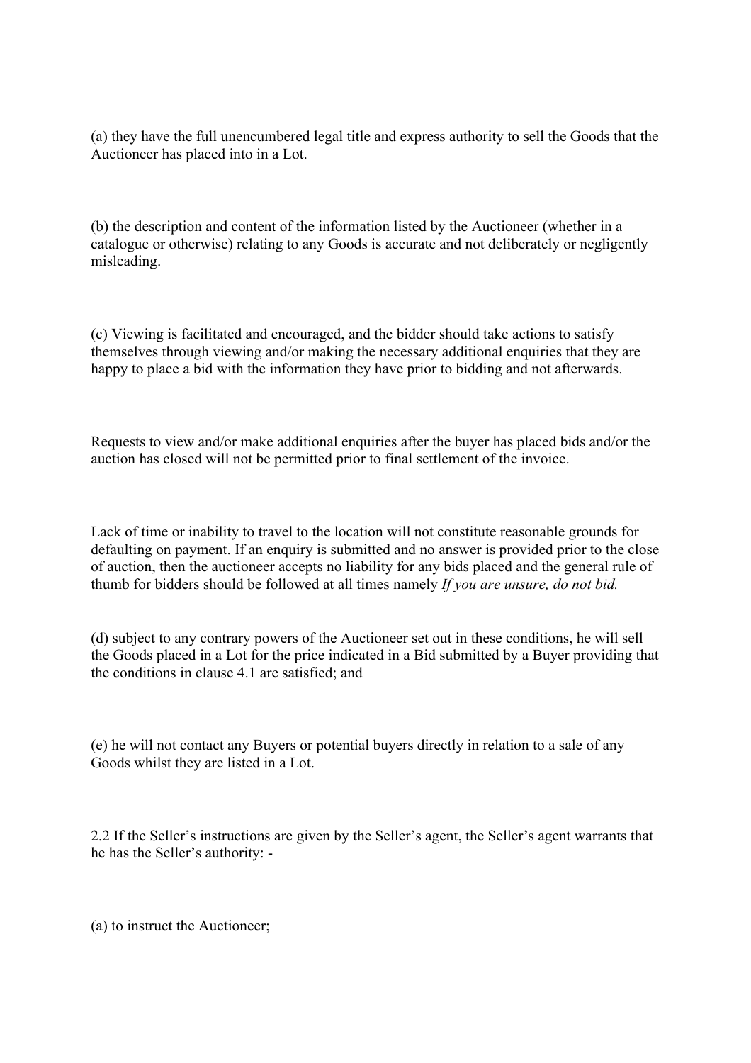(a) they have the full unencumbered legal title and express authority to sell the Goods that the Auctioneer has placed into in a Lot.

(b) the description and content of the information listed by the Auctioneer (whether in a catalogue or otherwise) relating to any Goods is accurate and not deliberately or negligently misleading.

(c) Viewing is facilitated and encouraged, and the bidder should take actions to satisfy themselves through viewing and/or making the necessary additional enquiries that they are happy to place a bid with the information they have prior to bidding and not afterwards.

Requests to view and/or make additional enquiries after the buyer has placed bids and/or the auction has closed will not be permitted prior to final settlement of the invoice.

Lack of time or inability to travel to the location will not constitute reasonable grounds for defaulting on payment. If an enquiry is submitted and no answer is provided prior to the close of auction, then the auctioneer accepts no liability for any bids placed and the general rule of thumb for bidders should be followed at all times namely *If you are unsure, do not bid.*

(d) subject to any contrary powers of the Auctioneer set out in these conditions, he will sell the Goods placed in a Lot for the price indicated in a Bid submitted by a Buyer providing that the conditions in clause 4.1 are satisfied; and

(e) he will not contact any Buyers or potential buyers directly in relation to a sale of any Goods whilst they are listed in a Lot.

2.2 If the Seller's instructions are given by the Seller's agent, the Seller's agent warrants that he has the Seller's authority: -

(a) to instruct the Auctioneer;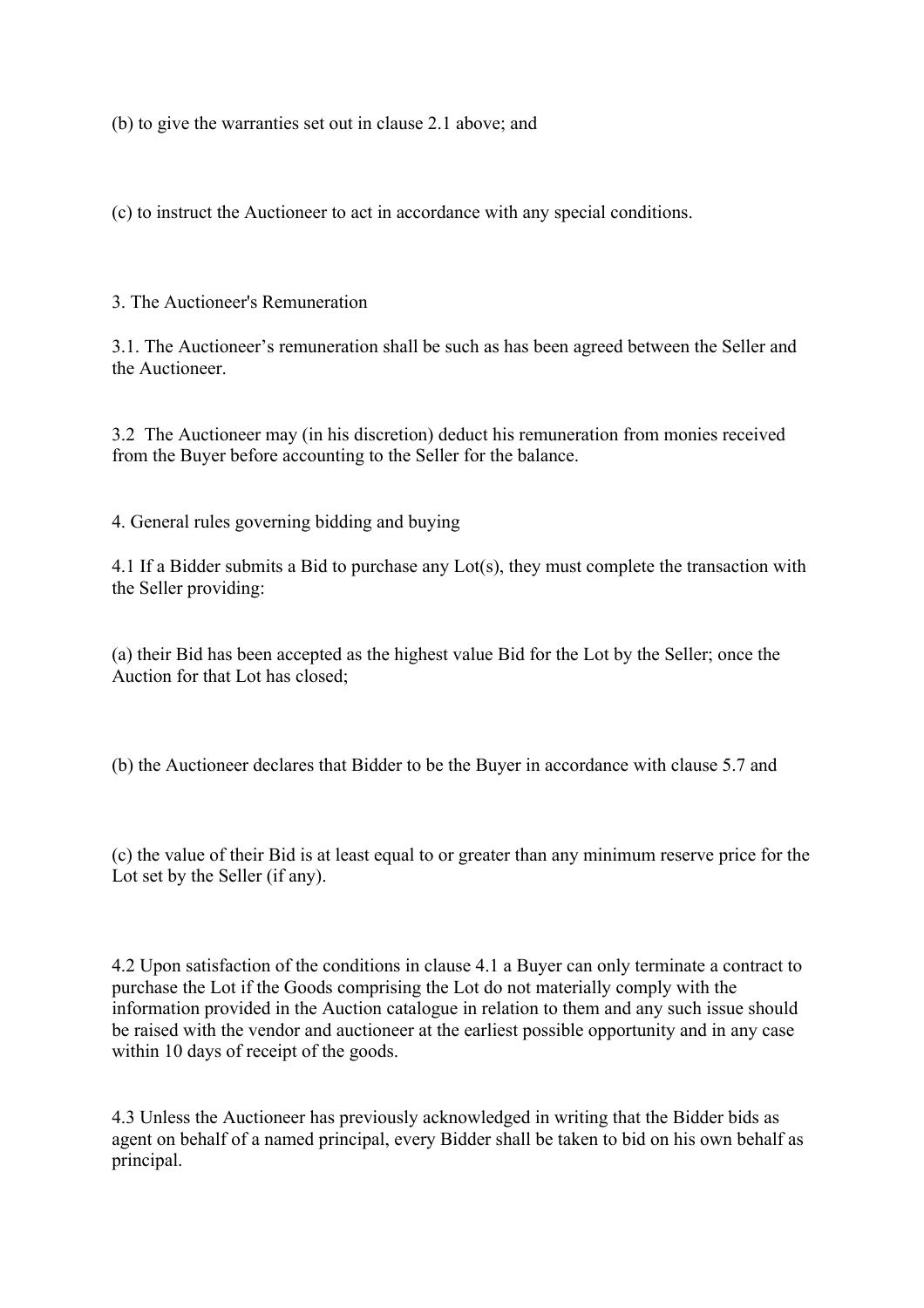(b) to give the warranties set out in clause 2.1 above; and

(c) to instruct the Auctioneer to act in accordance with any special conditions.

## 3. The Auctioneer's Remuneration

3.1. The Auctioneer’s remuneration shall be such as has been agreed between the Seller and the Auctioneer.

3.2 The Auctioneer may (in his discretion) deduct his remuneration from monies received from the Buyer before accounting to the Seller for the balance.

## 4. General rules governing bidding and buying

4.1 If a Bidder submits a Bid to purchase any Lot(s), they must complete the transaction with the Seller providing:

(a) their Bid has been accepted as the highest value Bid for the Lot by the Seller; once the Auction for that Lot has closed;

(b) the Auctioneer declares that Bidder to be the Buyer in accordance with clause 5.7 and

(c) the value of their Bid is at least equal to or greater than any minimum reserve price for the Lot set by the Seller (if any).

4.2 Upon satisfaction of the conditions in clause 4.1 a Buyer can only terminate a contract to purchase the Lot if the Goods comprising the Lot do not materially comply with the information provided in the Auction catalogue in relation to them and any such issue should be raised with the vendor and auctioneer at the earliest possible opportunity and in any case within 10 days of receipt of the goods.

4.3 Unless the Auctioneer has previously acknowledged in writing that the Bidder bids as agent on behalf of a named principal, every Bidder shall be taken to bid on his own behalf as principal.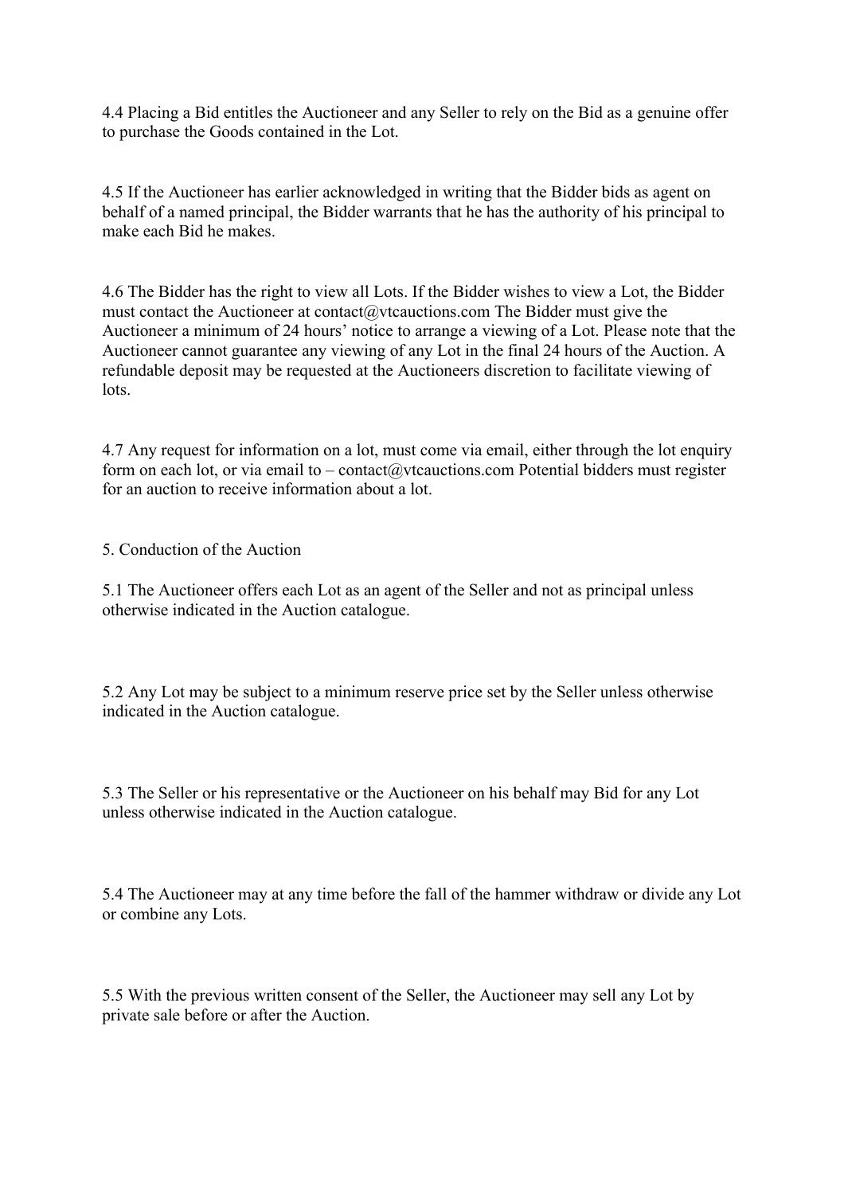4.4 Placing a Bid entitles the Auctioneer and any Seller to rely on the Bid as a genuine offer to purchase the Goods contained in the Lot.

4.5 If the Auctioneer has earlier acknowledged in writing that the Bidder bids as agent on behalf of a named principal, the Bidder warrants that he has the authority of his principal to make each Bid he makes.

4.6 The Bidder has the right to view all Lots. If the Bidder wishes to view a Lot, the Bidder must contact the Auctioneer at contact@vtcauctions.com The Bidder must give the Auctioneer a minimum of 24 hours' notice to arrange a viewing of a Lot. Please note that the Auctioneer cannot guarantee any viewing of any Lot in the final 24 hours of the Auction. A refundable deposit may be requested at the Auctioneers discretion to facilitate viewing of lots.

4.7 Any request for information on a lot, must come via email, either through the lot enquiry form on each lot, or via email to – contact@vtcauctions.com Potential bidders must register for an auction to receive information about a lot.

5. Conduction of the Auction

5.1 The Auctioneer offers each Lot as an agent of the Seller and not as principal unless otherwise indicated in the Auction catalogue.

5.2 Any Lot may be subject to a minimum reserve price set by the Seller unless otherwise indicated in the Auction catalogue.

5.3 The Seller or his representative or the Auctioneer on his behalf may Bid for any Lot unless otherwise indicated in the Auction catalogue.

5.4 The Auctioneer may at any time before the fall of the hammer withdraw or divide any Lot or combine any Lots.

5.5 With the previous written consent of the Seller, the Auctioneer may sell any Lot by private sale before or after the Auction.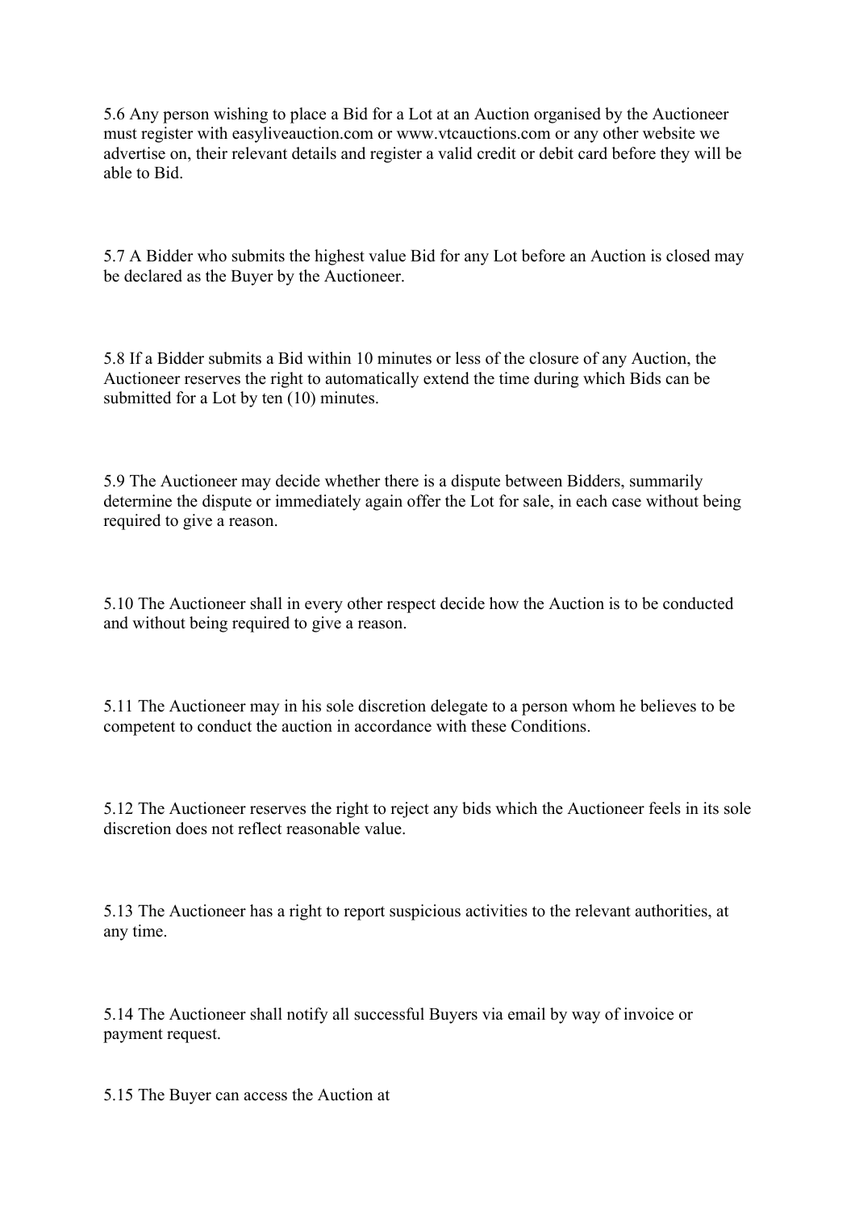5.6 Any person wishing to place a Bid for a Lot at an Auction organised by the Auctioneer must register with easyliveauction.com or www.vtcauctions.com or any other website we advertise on, their relevant details and register a valid credit or debit card before they will be able to Bid.

5.7 A Bidder who submits the highest value Bid for any Lot before an Auction is closed may be declared as the Buyer by the Auctioneer.

5.8 If a Bidder submits a Bid within 10 minutes or less of the closure of any Auction, the Auctioneer reserves the right to automatically extend the time during which Bids can be submitted for a Lot by ten (10) minutes.

5.9 The Auctioneer may decide whether there is a dispute between Bidders, summarily determine the dispute or immediately again offer the Lot for sale, in each case without being required to give a reason.

5.10 The Auctioneer shall in every other respect decide how the Auction is to be conducted and without being required to give a reason.

5.11 The Auctioneer may in his sole discretion delegate to a person whom he believes to be competent to conduct the auction in accordance with these Conditions.

5.12 The Auctioneer reserves the right to reject any bids which the Auctioneer feels in its sole discretion does not reflect reasonable value.

5.13 The Auctioneer has a right to report suspicious activities to the relevant authorities, at any time.

5.14 The Auctioneer shall notify all successful Buyers via email by way of invoice or payment request.

5.15 The Buyer can access the Auction at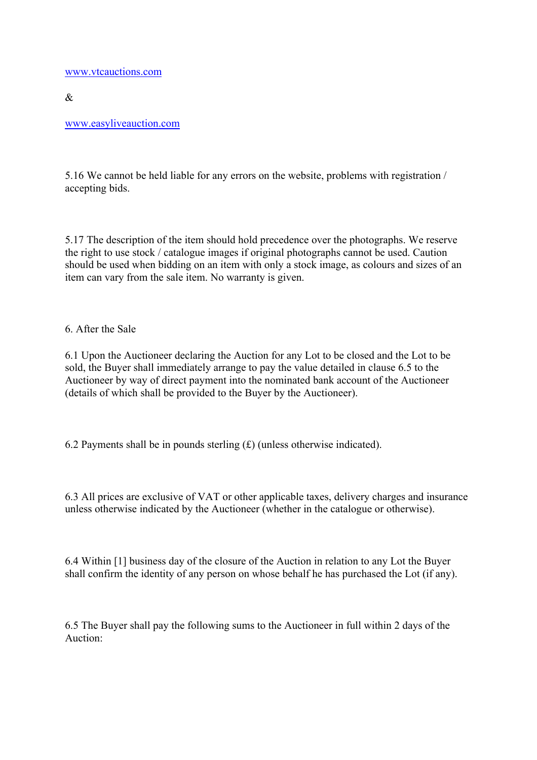www.vtcauctions.com

&

www.easyliveauction.com

5.16 We cannot be held liable for any errors on the website, problems with registration / accepting bids.

5.17 The description of the item should hold precedence over the photographs. We reserve the right to use stock / catalogue images if original photographs cannot be used. Caution should be used when bidding on an item with only a stock image, as colours and sizes of an item can vary from the sale item. No warranty is given.

## 6. After the Sale

6.1 Upon the Auctioneer declaring the Auction for any Lot to be closed and the Lot to be sold, the Buyer shall immediately arrange to pay the value detailed in clause 6.5 to the Auctioneer by way of direct payment into the nominated bank account of the Auctioneer (details of which shall be provided to the Buyer by the Auctioneer).

6.2 Payments shall be in pounds sterling (£) (unless otherwise indicated).

6.3 All prices are exclusive of VAT or other applicable taxes, delivery charges and insurance unless otherwise indicated by the Auctioneer (whether in the catalogue or otherwise).

6.4 Within [1] business day of the closure of the Auction in relation to any Lot the Buyer shall confirm the identity of any person on whose behalf he has purchased the Lot (if any).

6.5 The Buyer shall pay the following sums to the Auctioneer in full within 2 days of the Auction: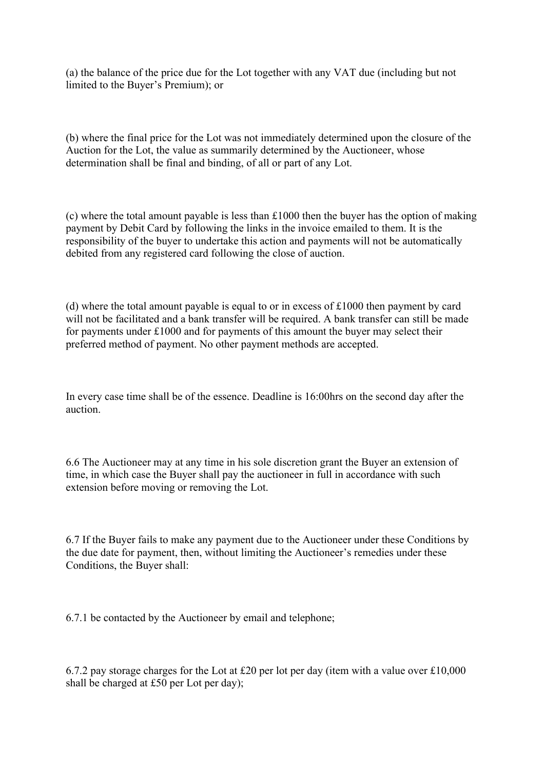(a) the balance of the price due for the Lot together with any VAT due (including but not limited to the Buyer's Premium); or

(b) where the final price for the Lot was not immediately determined upon the closure of the Auction for the Lot, the value as summarily determined by the Auctioneer, whose determination shall be final and binding, of all or part of any Lot.

(c) where the total amount payable is less than £1000 then the buyer has the option of making payment by Debit Card by following the links in the invoice emailed to them. It is the responsibility of the buyer to undertake this action and payments will not be automatically debited from any registered card following the close of auction.

(d) where the total amount payable is equal to or in excess of £1000 then payment by card will not be facilitated and a bank transfer will be required. A bank transfer can still be made for payments under £1000 and for payments of this amount the buyer may select their preferred method of payment. No other payment methods are accepted.

In every case time shall be of the essence. Deadline is 16:00hrs on the second day after the auction.

6.6 The Auctioneer may at any time in his sole discretion grant the Buyer an extension of time, in which case the Buyer shall pay the auctioneer in full in accordance with such extension before moving or removing the Lot.

6.7 If the Buyer fails to make any payment due to the Auctioneer under these Conditions by the due date for payment, then, without limiting the Auctioneer's remedies under these Conditions, the Buyer shall:

6.7.1 be contacted by the Auctioneer by email and telephone;

6.7.2 pay storage charges for the Lot at £20 per lot per day (item with a value over £10,000 shall be charged at £50 per Lot per day);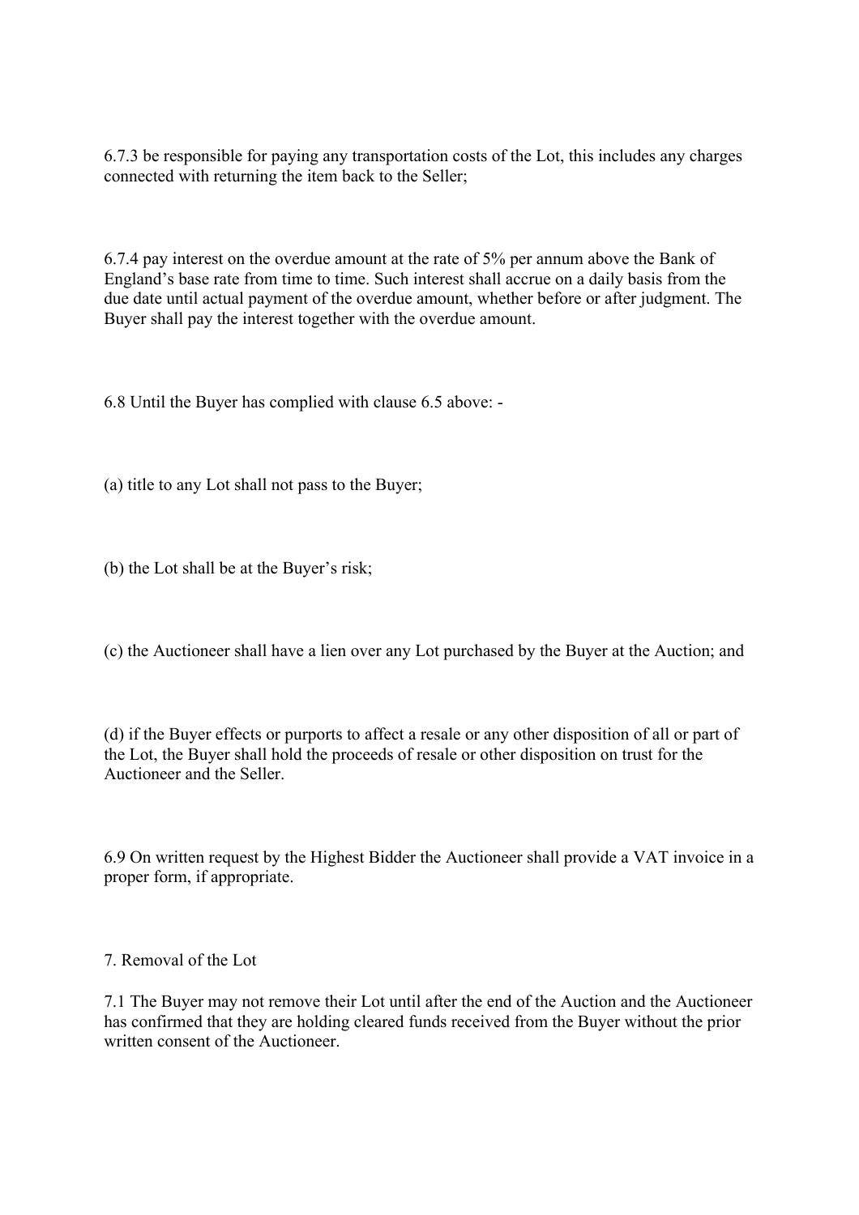6.7.3 be responsible for paying any transportation costs of the Lot, this includes any charges connected with returning the item back to the Seller;

6.7.4 pay interest on the overdue amount at the rate of 5% per annum above the Bank of England's base rate from time to time. Such interest shall accrue on a daily basis from the due date until actual payment of the overdue amount, whether before or after judgment. The Buyer shall pay the interest together with the overdue amount.

6.8 Until the Buyer has complied with clause 6.5 above: -

(a) title to any Lot shall not pass to the Buyer;

(b) the Lot shall be at the Buyer's risk;

(c) the Auctioneer shall have a lien over any Lot purchased by the Buyer at the Auction; and

(d) if the Buyer effects or purports to affect a resale or any other disposition of all or part of the Lot, the Buyer shall hold the proceeds of resale or other disposition on trust for the Auctioneer and the Seller.

6.9 On written request by the Highest Bidder the Auctioneer shall provide a VAT invoice in a proper form, if appropriate.

7. Removal of the Lot

7.1 The Buyer may not remove their Lot until after the end of the Auction and the Auctioneer has confirmed that they are holding cleared funds received from the Buyer without the prior written consent of the Auctioneer.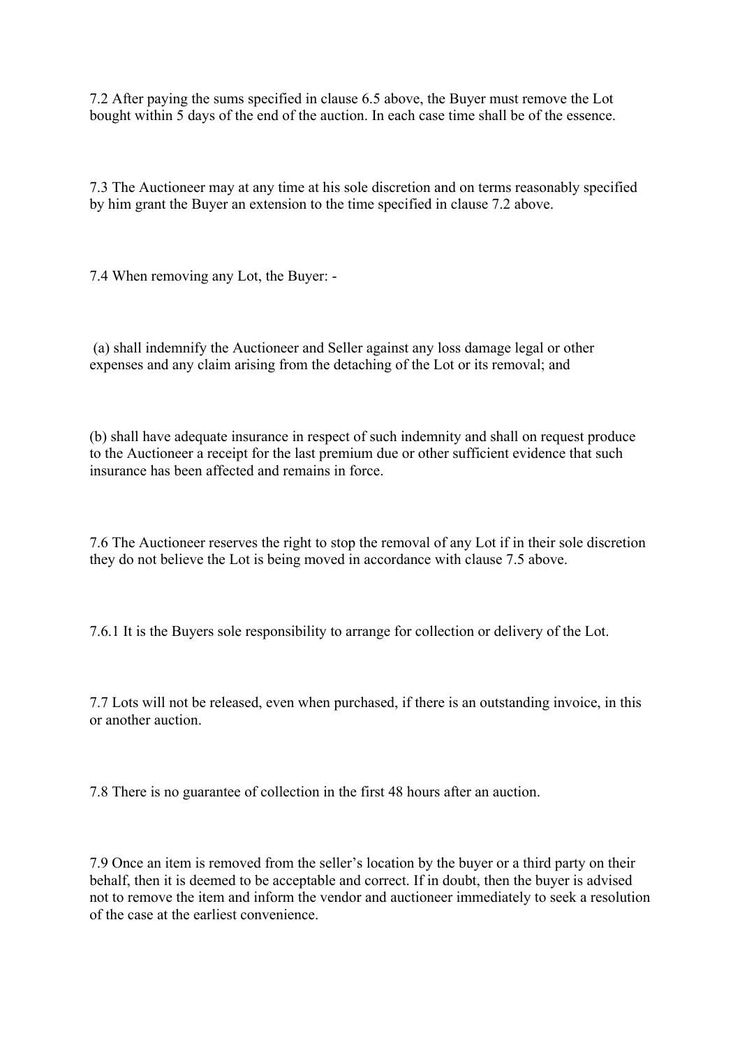7.2 After paying the sums specified in clause 6.5 above, the Buyer must remove the Lot bought within 5 days of the end of the auction. In each case time shall be of the essence.

7.3 The Auctioneer may at any time at his sole discretion and on terms reasonably specified by him grant the Buyer an extension to the time specified in clause 7.2 above.

7.4 When removing any Lot, the Buyer: -

(a) shall indemnify the Auctioneer and Seller against any loss damage legal or other expenses and any claim arising from the detaching of the Lot or its removal; and

(b) shall have adequate insurance in respect of such indemnity and shall on request produce to the Auctioneer a receipt for the last premium due or other sufficient evidence that such insurance has been affected and remains in force.

7.6 The Auctioneer reserves the right to stop the removal of any Lot if in their sole discretion they do not believe the Lot is being moved in accordance with clause 7.5 above.

7.6.1 It is the Buyers sole responsibility to arrange for collection or delivery of the Lot.

7.7 Lots will not be released, even when purchased, if there is an outstanding invoice, in this or another auction.

7.8 There is no guarantee of collection in the first 48 hours after an auction.

7.9 Once an item is removed from the seller’s location by the buyer or a third party on their behalf, then it is deemed to be acceptable and correct. If in doubt, then the buyer is advised not to remove the item and inform the vendor and auctioneer immediately to seek a resolution of the case at the earliest convenience.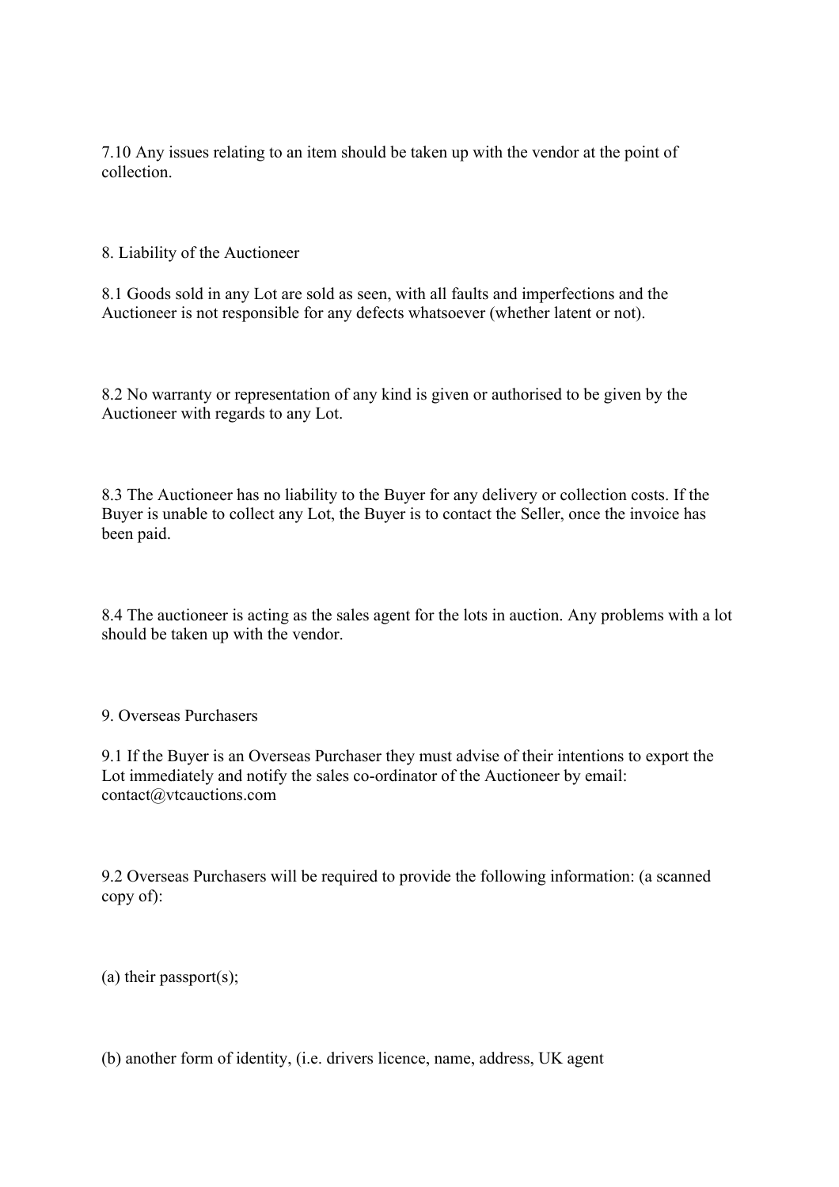7.10 Any issues relating to an item should be taken up with the vendor at the point of collection.

## 8. Liability of the Auctioneer

8.1 Goods sold in any Lot are sold as seen, with all faults and imperfections and the Auctioneer is not responsible for any defects whatsoever (whether latent or not).

8.2 No warranty or representation of any kind is given or authorised to be given by the Auctioneer with regards to any Lot.

8.3 The Auctioneer has no liability to the Buyer for any delivery or collection costs. If the Buyer is unable to collect any Lot, the Buyer is to contact the Seller, once the invoice has been paid.

8.4 The auctioneer is acting as the sales agent for the lots in auction. Any problems with a lot should be taken up with the vendor.

## 9. Overseas Purchasers

9.1 If the Buyer is an Overseas Purchaser they must advise of their intentions to export the Lot immediately and notify the sales co-ordinator of the Auctioneer by email: contact@vtcauctions.com

9.2 Overseas Purchasers will be required to provide the following information: (a scanned copy of):

(a) their passport(s);

(b) another form of identity, (i.e. drivers licence, name, address, UK agent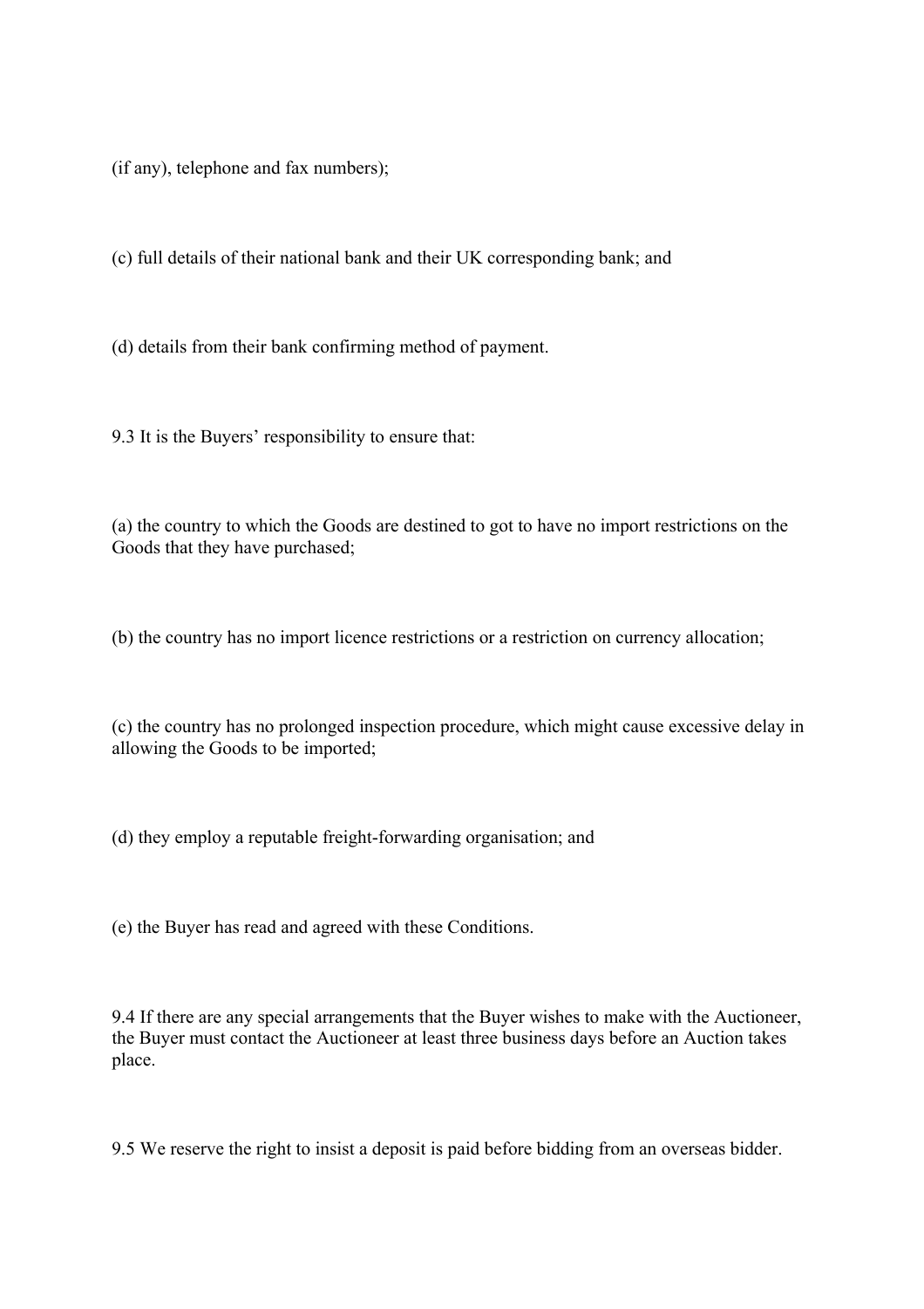(if any), telephone and fax numbers);

(c) full details of their national bank and their UK corresponding bank; and

(d) details from their bank confirming method of payment.

9.3 It is the Buyers' responsibility to ensure that:

(a) the country to which the Goods are destined to got to have no import restrictions on the Goods that they have purchased;

(b) the country has no import licence restrictions or a restriction on currency allocation;

(c) the country has no prolonged inspection procedure, which might cause excessive delay in allowing the Goods to be imported;

(d) they employ a reputable freight-forwarding organisation; and

(e) the Buyer has read and agreed with these Conditions.

9.4 If there are any special arrangements that the Buyer wishes to make with the Auctioneer, the Buyer must contact the Auctioneer at least three business days before an Auction takes place.

9.5 We reserve the right to insist a deposit is paid before bidding from an overseas bidder.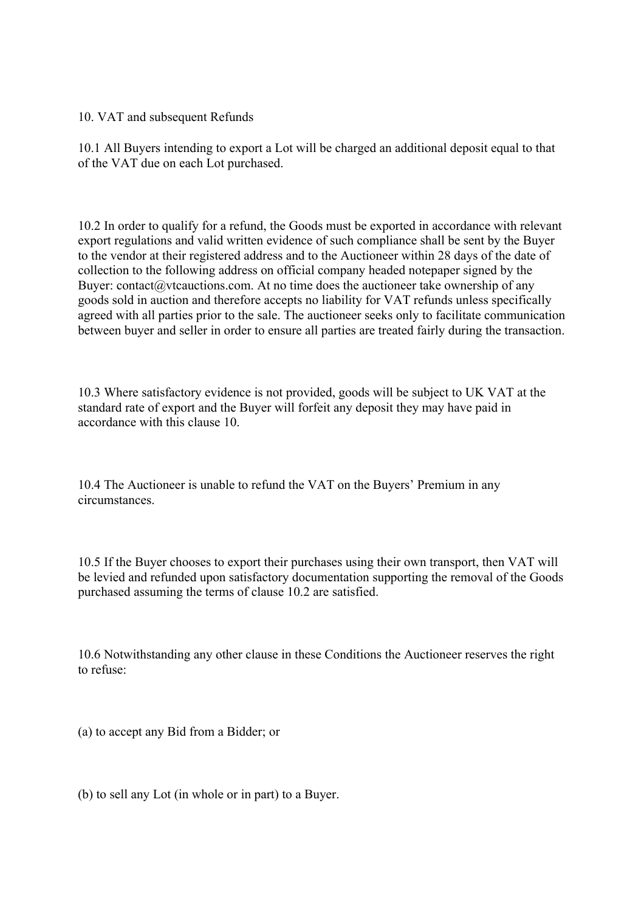## 10. VAT and subsequent Refunds

10.1 All Buyers intending to export a Lot will be charged an additional deposit equal to that of the VAT due on each Lot purchased.

10.2 In order to qualify for a refund, the Goods must be exported in accordance with relevant export regulations and valid written evidence of such compliance shall be sent by the Buyer to the vendor at their registered address and to the Auctioneer within 28 days of the date of collection to the following address on official company headed notepaper signed by the Buyer: contact@vtcauctions.com. At no time does the auctioneer take ownership of any goods sold in auction and therefore accepts no liability for VAT refunds unless specifically agreed with all parties prior to the sale. The auctioneer seeks only to facilitate communication between buyer and seller in order to ensure all parties are treated fairly during the transaction.

10.3 Where satisfactory evidence is not provided, goods will be subject to UK VAT at the standard rate of export and the Buyer will forfeit any deposit they may have paid in accordance with this clause 10.

10.4 The Auctioneer is unable to refund the VAT on the Buyers' Premium in any circumstances.

10.5 If the Buyer chooses to export their purchases using their own transport, then VAT will be levied and refunded upon satisfactory documentation supporting the removal of the Goods purchased assuming the terms of clause 10.2 are satisfied.

10.6 Notwithstanding any other clause in these Conditions the Auctioneer reserves the right to refuse:

(a) to accept any Bid from a Bidder; or

(b) to sell any Lot (in whole or in part) to a Buyer.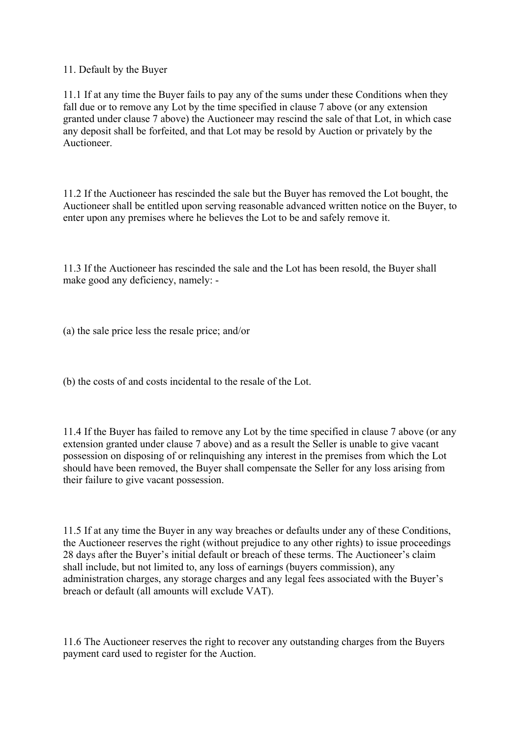## 11. Default by the Buyer

11.1 If at any time the Buyer fails to pay any of the sums under these Conditions when they fall due or to remove any Lot by the time specified in clause 7 above (or any extension granted under clause 7 above) the Auctioneer may rescind the sale of that Lot, in which case any deposit shall be forfeited, and that Lot may be resold by Auction or privately by the Auctioneer.

11.2 If the Auctioneer has rescinded the sale but the Buyer has removed the Lot bought, the Auctioneer shall be entitled upon serving reasonable advanced written notice on the Buyer, to enter upon any premises where he believes the Lot to be and safely remove it.

11.3 If the Auctioneer has rescinded the sale and the Lot has been resold, the Buyer shall make good any deficiency, namely: -

(a) the sale price less the resale price; and/or

(b) the costs of and costs incidental to the resale of the Lot.

11.4 If the Buyer has failed to remove any Lot by the time specified in clause 7 above (or any extension granted under clause 7 above) and as a result the Seller is unable to give vacant possession on disposing of or relinquishing any interest in the premises from which the Lot should have been removed, the Buyer shall compensate the Seller for any loss arising from their failure to give vacant possession.

11.5 If at any time the Buyer in any way breaches or defaults under any of these Conditions, the Auctioneer reserves the right (without prejudice to any other rights) to issue proceedings 28 days after the Buyer's initial default or breach of these terms. The Auctioneer's claim shall include, but not limited to, any loss of earnings (buyers commission), any administration charges, any storage charges and any legal fees associated with the Buyer's breach or default (all amounts will exclude VAT).

11.6 The Auctioneer reserves the right to recover any outstanding charges from the Buyers payment card used to register for the Auction.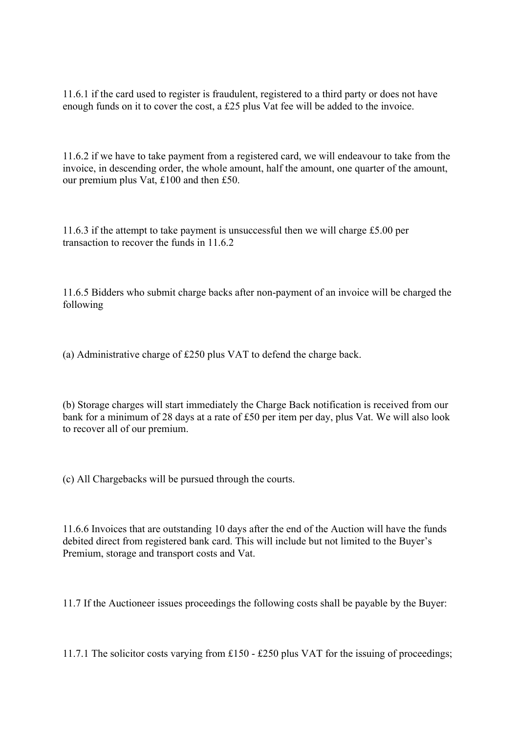11.6.1 if the card used to register is fraudulent, registered to a third party or does not have enough funds on it to cover the cost, a £25 plus Vat fee will be added to the invoice.

11.6.2 if we have to take payment from a registered card, we will endeavour to take from the invoice, in descending order, the whole amount, half the amount, one quarter of the amount, our premium plus Vat, £100 and then £50.

11.6.3 if the attempt to take payment is unsuccessful then we will charge £5.00 per transaction to recover the funds in 11.6.2

11.6.5 Bidders who submit charge backs after non-payment of an invoice will be charged the following

(a) Administrative charge of £250 plus VAT to defend the charge back.

(b) Storage charges will start immediately the Charge Back notification is received from our bank for a minimum of 28 days at a rate of £50 per item per day, plus Vat. We will also look to recover all of our premium.

(c) All Chargebacks will be pursued through the courts.

11.6.6 Invoices that are outstanding 10 days after the end of the Auction will have the funds debited direct from registered bank card. This will include but not limited to the Buyer's Premium, storage and transport costs and Vat.

11.7 If the Auctioneer issues proceedings the following costs shall be payable by the Buyer:

11.7.1 The solicitor costs varying from £150 - £250 plus VAT for the issuing of proceedings;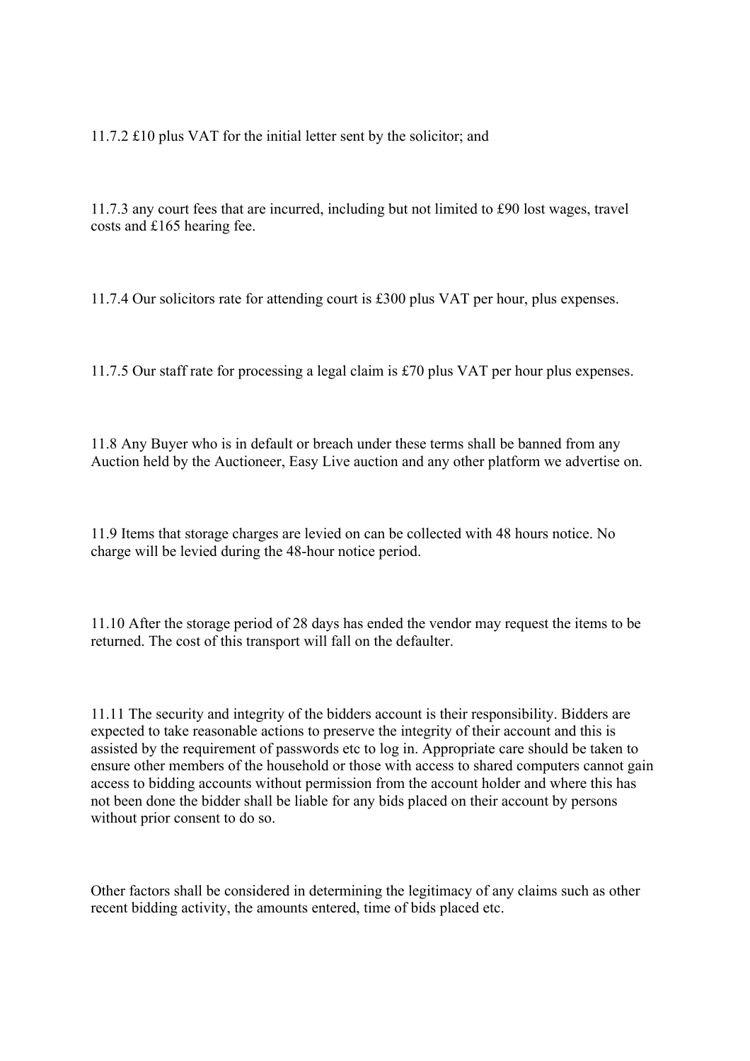11.7.2 £10 plus VAT for the initial letter sent by the solicitor; and

11.7.3 any court fees that are incurred, including but not limited to £90 lost wages, travel costs and £165 hearing fee.

11.7.4 Our solicitors rate for attending court is £300 plus VAT per hour, plus expenses.

11.7.5 Our staff rate for processing a legal claim is £70 plus VAT per hour plus expenses.

11.8 Any Buyer who is in default or breach under these terms shall be banned from any Auction held by the Auctioneer, Easy Live auction and any other platform we advertise on.

11.9 Items that storage charges are levied on can be collected with 48 hours notice. No charge will be levied during the 48-hour notice period.

11.10 After the storage period of 28 days has ended the vendor may request the items to be returned. The cost of this transport will fall on the defaulter.

11.11 The security and integrity of the bidders account is their responsibility. Bidders are expected to take reasonable actions to preserve the integrity of their account and this is assisted by the requirement of passwords etc to log in. Appropriate care should be taken to ensure other members of the household or those with access to shared computers cannot gain access to bidding accounts without permission from the account holder and where this has not been done the bidder shall be liable for any bids placed on their account by persons without prior consent to do so.

Other factors shall be considered in determining the legitimacy of any claims such as other recent bidding activity, the amounts entered, time of bids placed etc.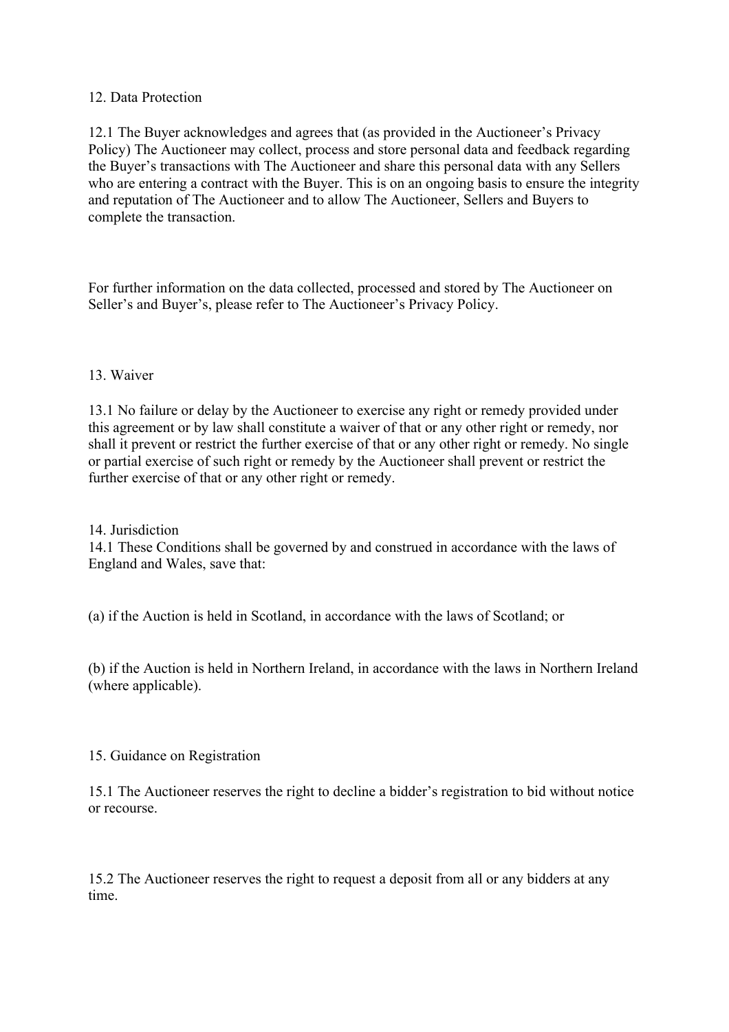## 12. Data Protection

12.1 The Buyer acknowledges and agrees that (as provided in the Auctioneer's Privacy Policy) The Auctioneer may collect, process and store personal data and feedback regarding the Buyer's transactions with The Auctioneer and share this personal data with any Sellers who are entering a contract with the Buyer. This is on an ongoing basis to ensure the integrity and reputation of The Auctioneer and to allow The Auctioneer, Sellers and Buyers to complete the transaction.

For further information on the data collected, processed and stored by The Auctioneer on Seller's and Buyer's, please refer to The Auctioneer's Privacy Policy.

## 13. Waiver

13.1 No failure or delay by the Auctioneer to exercise any right or remedy provided under this agreement or by law shall constitute a waiver of that or any other right or remedy, nor shall it prevent or restrict the further exercise of that or any other right or remedy. No single or partial exercise of such right or remedy by the Auctioneer shall prevent or restrict the further exercise of that or any other right or remedy.

## 14. Jurisdiction

14.1 These Conditions shall be governed by and construed in accordance with the laws of England and Wales, save that:

(a) if the Auction is held in Scotland, in accordance with the laws of Scotland; or

(b) if the Auction is held in Northern Ireland, in accordance with the laws in Northern Ireland (where applicable).

## 15. Guidance on Registration

15.1 The Auctioneer reserves the right to decline a bidder's registration to bid without notice or recourse.

15.2 The Auctioneer reserves the right to request a deposit from all or any bidders at any time.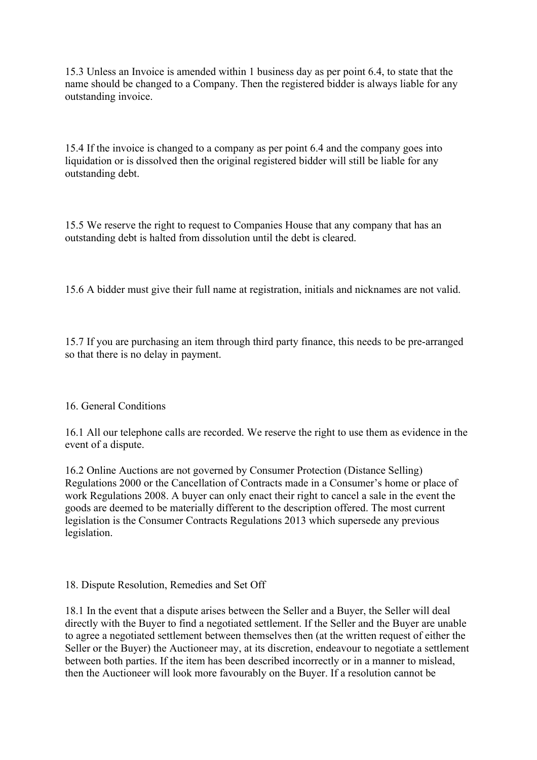15.3 Unless an Invoice is amended within 1 business day as per point 6.4, to state that the name should be changed to a Company. Then the registered bidder is always liable for any outstanding invoice.

15.4 If the invoice is changed to a company as per point 6.4 and the company goes into liquidation or is dissolved then the original registered bidder will still be liable for any outstanding debt.

15.5 We reserve the right to request to Companies House that any company that has an outstanding debt is halted from dissolution until the debt is cleared.

15.6 A bidder must give their full name at registration, initials and nicknames are not valid.

15.7 If you are purchasing an item through third party finance, this needs to be pre-arranged so that there is no delay in payment.

## 16. General Conditions

16.1 All our telephone calls are recorded. We reserve the right to use them as evidence in the event of a dispute.

16.2 Online Auctions are not governed by Consumer Protection (Distance Selling) Regulations 2000 or the Cancellation of Contracts made in a Consumer's home or place of work Regulations 2008. A buyer can only enact their right to cancel a sale in the event the goods are deemed to be materially different to the description offered. The most current legislation is the Consumer Contracts Regulations 2013 which supersede any previous legislation.

## 18. Dispute Resolution, Remedies and Set Off

18.1 In the event that a dispute arises between the Seller and a Buyer, the Seller will deal directly with the Buyer to find a negotiated settlement. If the Seller and the Buyer are unable to agree a negotiated settlement between themselves then (at the written request of either the Seller or the Buyer) the Auctioneer may, at its discretion, endeavour to negotiate a settlement between both parties. If the item has been described incorrectly or in a manner to mislead, then the Auctioneer will look more favourably on the Buyer. If a resolution cannot be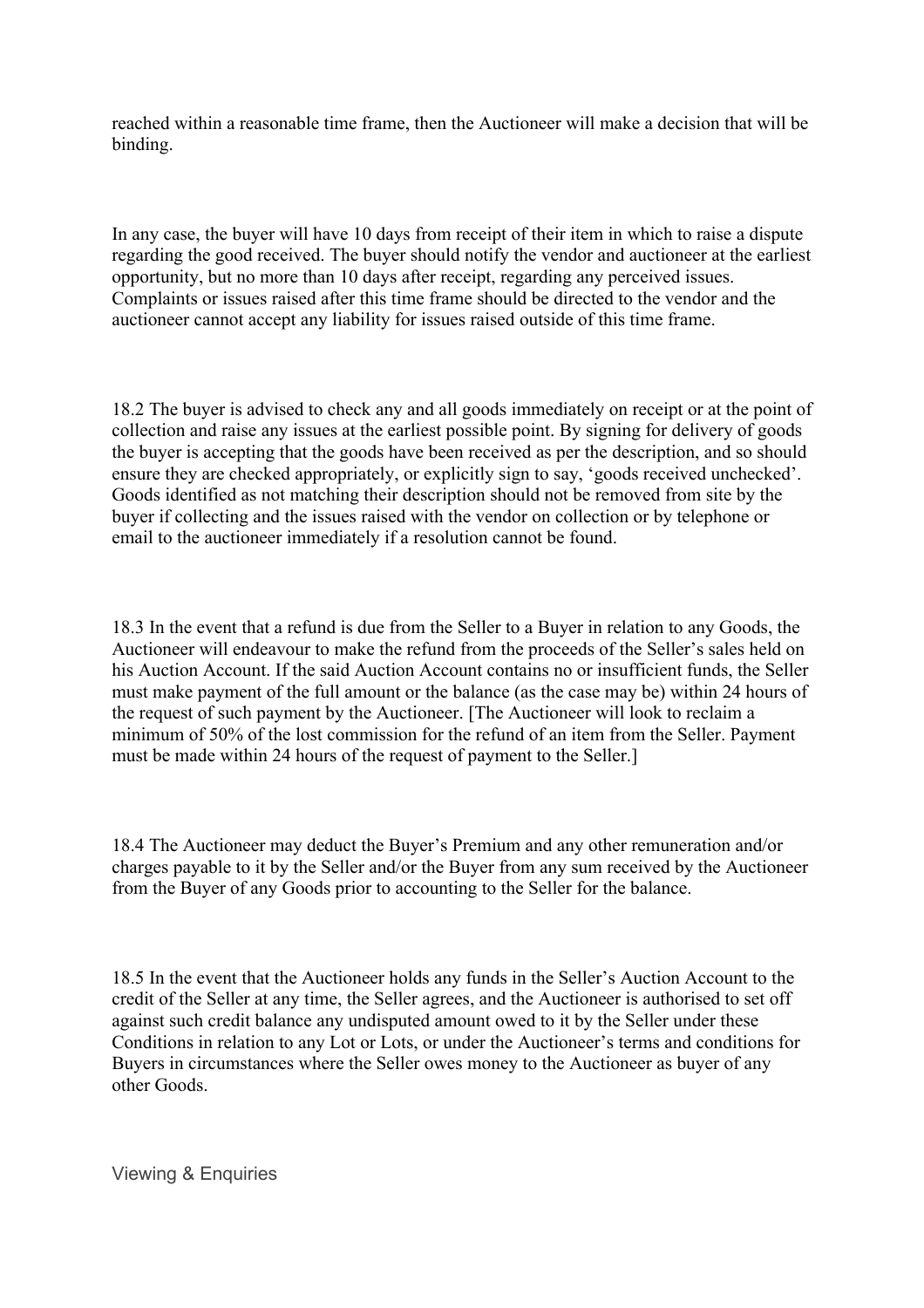reached within a reasonable time frame, then the Auctioneer will make a decision that will be binding.

In any case, the buyer will have 10 days from receipt of their item in which to raise a dispute regarding the good received. The buyer should notify the vendor and auctioneer at the earliest opportunity, but no more than 10 days after receipt, regarding any perceived issues. Complaints or issues raised after this time frame should be directed to the vendor and the auctioneer cannot accept any liability for issues raised outside of this time frame.

18.2 The buyer is advised to check any and all goods immediately on receipt or at the point of collection and raise any issues at the earliest possible point. By signing for delivery of goods the buyer is accepting that the goods have been received as per the description, and so should ensure they are checked appropriately, or explicitly sign to say, 'goods received unchecked'. Goods identified as not matching their description should not be removed from site by the buyer if collecting and the issues raised with the vendor on collection or by telephone or email to the auctioneer immediately if a resolution cannot be found.

18.3 In the event that a refund is due from the Seller to a Buyer in relation to any Goods, the Auctioneer will endeavour to make the refund from the proceeds of the Seller's sales held on his Auction Account. If the said Auction Account contains no or insufficient funds, the Seller must make payment of the full amount or the balance (as the case may be) within 24 hours of the request of such payment by the Auctioneer. [The Auctioneer will look to reclaim a minimum of 50% of the lost commission for the refund of an item from the Seller. Payment must be made within 24 hours of the request of payment to the Seller.]

18.4 The Auctioneer may deduct the Buyer's Premium and any other remuneration and/or charges payable to it by the Seller and/or the Buyer from any sum received by the Auctioneer from the Buyer of any Goods prior to accounting to the Seller for the balance.

18.5 In the event that the Auctioneer holds any funds in the Seller's Auction Account to the credit of the Seller at any time, the Seller agrees, and the Auctioneer is authorised to set off against such credit balance any undisputed amount owed to it by the Seller under these Conditions in relation to any Lot or Lots, or under the Auctioneer's terms and conditions for Buyers in circumstances where the Seller owes money to the Auctioneer as buyer of any other Goods.

## Viewing & Enquiries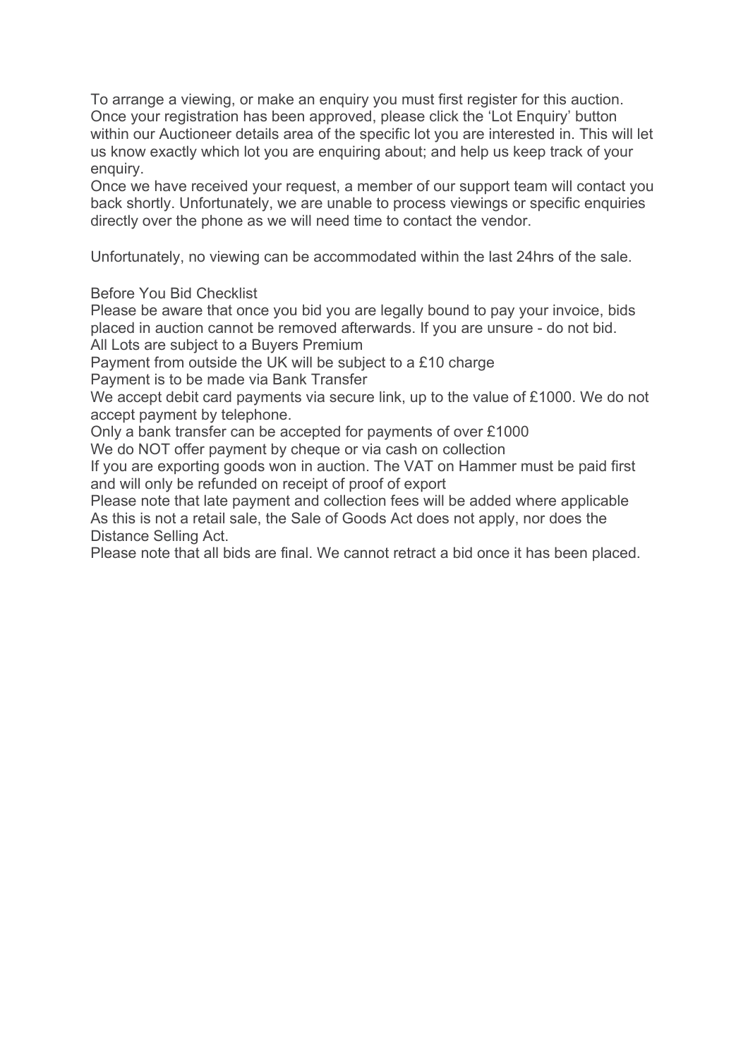To arrange a viewing, or make an enquiry you must first register for this auction. Once your registration has been approved, please click the 'Lot Enquiry' button within our Auctioneer details area of the specific lot you are interested in. This will let us know exactly which lot you are enquiring about; and help us keep track of your enquiry.
Once we have received your request, a member of our support team will contact you back shortly. Unfortunately, we are unable to process viewings or specific enquiries directly over the phone as we will need time to contact the vendor.

Unfortunately, no viewing can be accommodated within the last 24hrs of the sale.

Before You Bid Checklist

Please be aware that once you bid you are legally bound to pay your invoice, bids placed in auction cannot be removed afterwards. If you are unsure - do not bid.
All Lots are subject to a Buyers Premium
Payment from outside the UK will be subject to a £10 charge
Payment is to be made via Bank Transfer
We accept debit card payments via secure link, up to the value of £1000. We do not accept payment by telephone.
Only a bank transfer can be accepted for payments of over £1000
We do NOT offer payment by cheque or via cash on collection
If you are exporting goods won in auction. The VAT on Hammer must be paid first and will only be refunded on receipt of proof of export
Please note that late payment and collection fees will be added where applicable
As this is not a retail sale, the Sale of Goods Act does not apply, nor does the Distance Selling Act.
Please note that all bids are final. We cannot retract a bid once it has been placed.